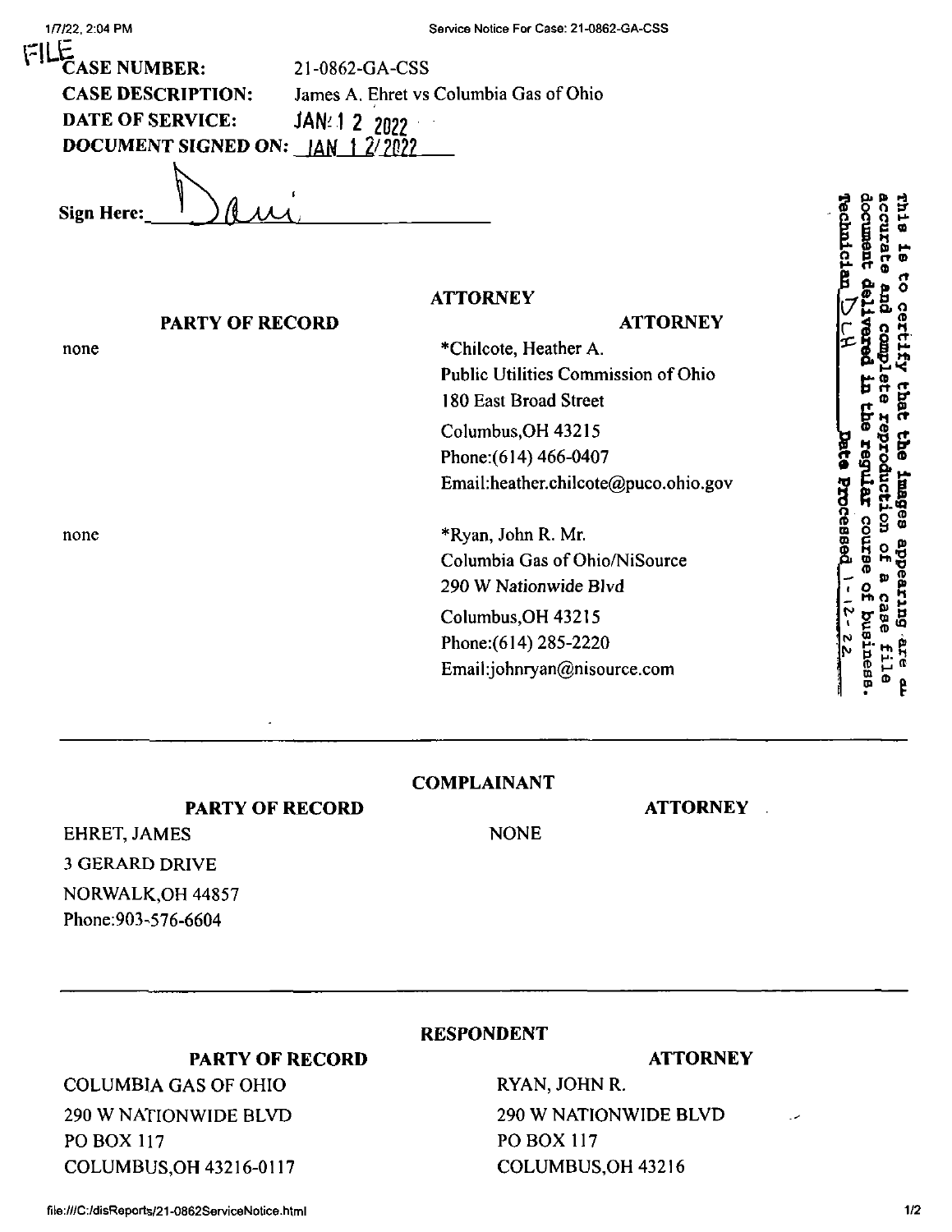FILE

**CASE NUMBER:** 21-0862-GA-CSS

**CASE DESCRIPTION:** James A. Ehret vs Columbia Gas of Ohio

**DATE OF SERVICE:** JAN 1 2 2022

**DOCUMENT SIGNED ON:** JAN 1 2/2022

**Sign Here:** Dani

This is to certify that the images appearing are an accurate and complete reproduction of a case file document delivered in the regular course of business. Technician DLH Date Processed 1-12-22

**ATTORNEY**

| PARTY OF RECORD | ATTORNEY |
|---|---|
| none | *Chilcote, Heather A.<br>Public Utilities Commission of Ohio<br>180 East Broad Street<br>Columbus,OH 43215<br>Phone:(614) 466-0407<br>Email:heather.chilcote@puco.ohio.gov |
| none | *Ryan, John R. Mr.<br>Columbia Gas of Ohio/NiSource<br>290 W Nationwide Blvd<br>Columbus,OH 43215<br>Phone:(614) 285-2220<br>Email:johnryan@nisource.com |

---

**COMPLAINANT**

| PARTY OF RECORD | ATTORNEY |
|---|---|
| EHRET, JAMES<br>3 GERARD DRIVE<br>NORWALK,OH 44857<br>Phone:903-576-6604 | NONE |

---

**RESPONDENT**

| PARTY OF RECORD | ATTORNEY |
|---|---|
| COLUMBIA GAS OF OHIO<br>290 W NATIONWIDE BLVD<br>PO BOX 117<br>COLUMBUS,OH 43216-0117 | RYAN, JOHN R.<br>290 W NATIONWIDE BLVD<br>PO BOX 117<br>COLUMBUS,OH 43216 |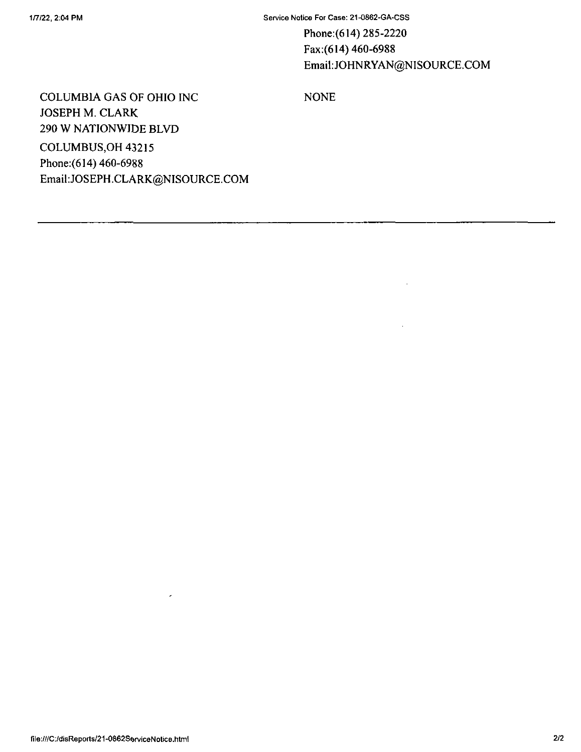Phone:(614) 285-2220
Fax:(614) 460-6988
Email:JOHNRYAN@NISOURCE.COM

COLUMBIA GAS OF OHIO INC
JOSEPH M. CLARK
290 W NATIONWIDE BLVD
COLUMBUS,OH 43215
Phone:(614) 460-6988
Email:JOSEPH.CLARK@NISOURCE.COM

NONE

---